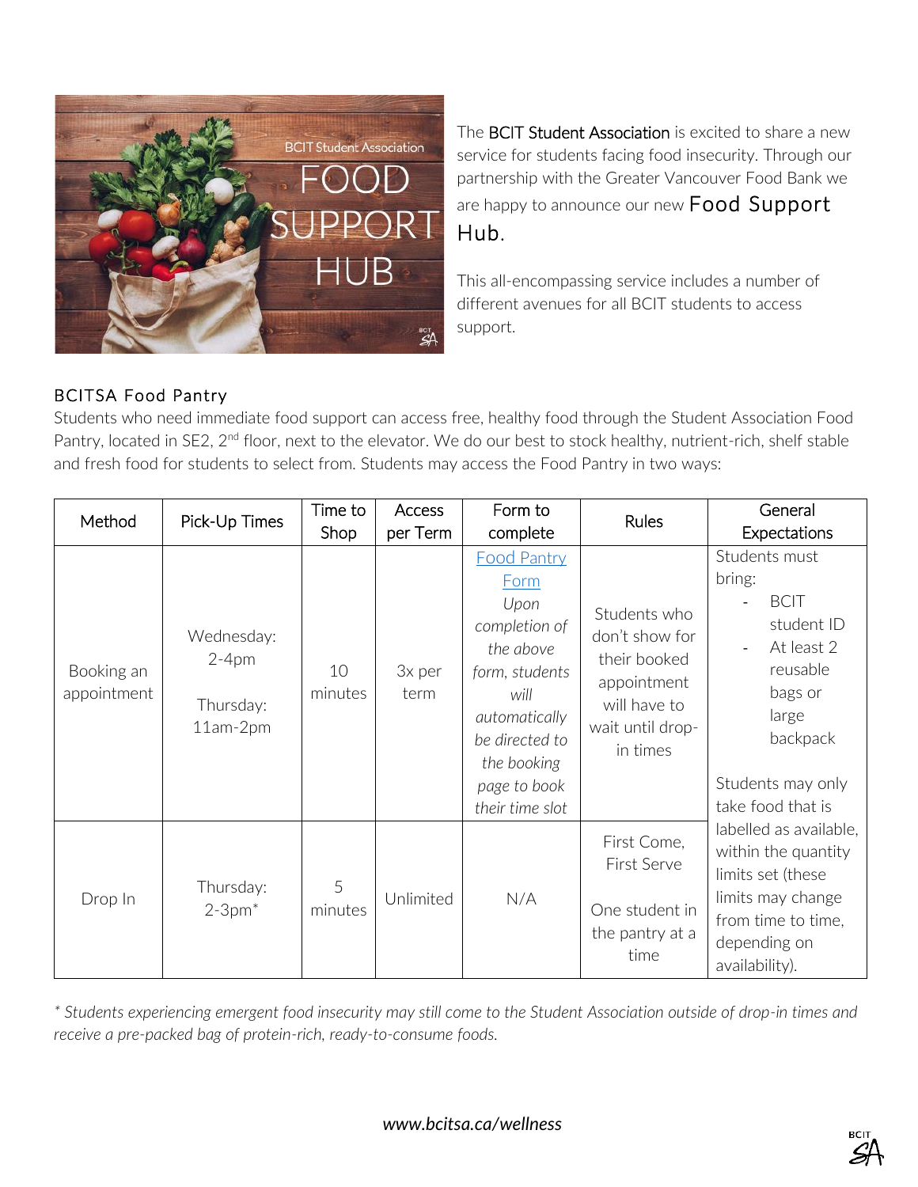The BCIT Student Association is excited to share a new service for students facing food insecurity. Through our partnership with the Greater Vancouver Food Bank we are happy to announce our new **Food Support Hub.**

This all-encompassing service includes a number of different avenues for all BCIT students to access support.

### BCITSA Food Pantry

Students who need immediate food support can access free, healthy food through the Student Association Food Pantry, located in SE2, 2nd floor, next to the elevator. We do our best to stock healthy, nutrient-rich, shelf stable and fresh food for students to select from. Students may access the Food Pantry in two ways:

| Method | Pick-Up Times | Time to Shop | Access per Term | Form to complete | Rules | General Expectations |
|---|---|---|---|---|---|---|
| Booking an appointment | Wednesday: 2-4pm<br><br>Thursday: 11am-2pm | 10 minutes | 3x per term | [Food Pantry Form](#)<br>*Upon completion of the above form, students will automatically be directed to the booking page to book their time slot* | Students who don't show for their booked appointment will have to wait until drop-in times | Students must bring:<br>- BCIT student ID<br>- At least 2 reusable bags or large backpack<br><br>Students may only take food that is labelled as available, within the quantity limits set (these limits may change from time to time, depending on availability). |
| Drop In | Thursday: 2-3pm* | 5 minutes | Unlimited | N/A | First Come, First Serve<br><br>One student in the pantry at a time | |

*\* Students experiencing emergent food insecurity may still come to the Student Association outside of drop-in times and receive a pre-packed bag of protein-rich, ready-to-consume foods.*

***www.bcitsa.ca/wellness***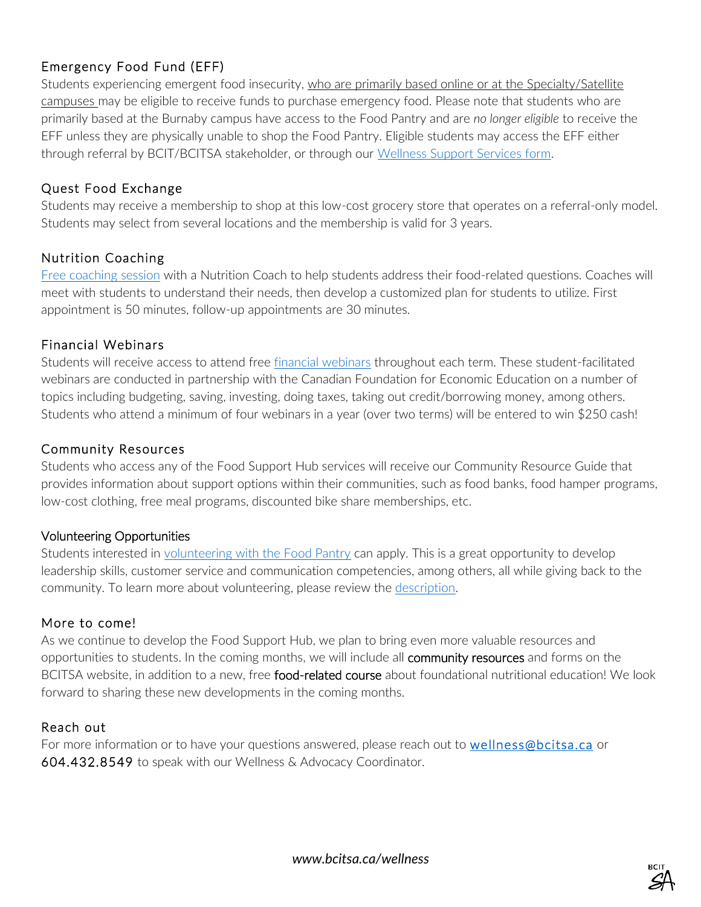## Emergency Food Fund (EFF)

Students experiencing emergent food insecurity, who are primarily based online or at the Specialty/Satellite campuses may be eligible to receive funds to purchase emergency food. Please note that students who are primarily based at the Burnaby campus have access to the Food Pantry and are *no longer eligible* to receive the EFF unless they are physically unable to shop the Food Pantry. Eligible students may access the EFF either through referral by BCIT/BCITSA stakeholder, or through our Wellness Support Services form.

## Quest Food Exchange

Students may receive a membership to shop at this low-cost grocery store that operates on a referral-only model. Students may select from several locations and the membership is valid for 3 years.

## Nutrition Coaching

Free coaching session with a Nutrition Coach to help students address their food-related questions. Coaches will meet with students to understand their needs, then develop a customized plan for students to utilize. First appointment is 50 minutes, follow-up appointments are 30 minutes.

## Financial Webinars

Students will receive access to attend free financial webinars throughout each term. These student-facilitated webinars are conducted in partnership with the Canadian Foundation for Economic Education on a number of topics including budgeting, saving, investing, doing taxes, taking out credit/borrowing money, among others. Students who attend a minimum of four webinars in a year (over two terms) will be entered to win $250 cash!

## Community Resources

Students who access any of the Food Support Hub services will receive our Community Resource Guide that provides information about support options within their communities, such as food banks, food hamper programs, low-cost clothing, free meal programs, discounted bike share memberships, etc.

## Volunteering Opportunities

Students interested in volunteering with the Food Pantry can apply. This is a great opportunity to develop leadership skills, customer service and communication competencies, among others, all while giving back to the community. To learn more about volunteering, please review the description.

## More to come!

As we continue to develop the Food Support Hub, we plan to bring even more valuable resources and opportunities to students. In the coming months, we will include all community resources and forms on the BCITSA website, in addition to a new, free food-related course about foundational nutritional education! We look forward to sharing these new developments in the coming months.

## Reach out

For more information or to have your questions answered, please reach out to wellness@bcitsa.ca or 604.432.8549 to speak with our Wellness & Advocacy Coordinator.

*www.bcitsa.ca/wellness*